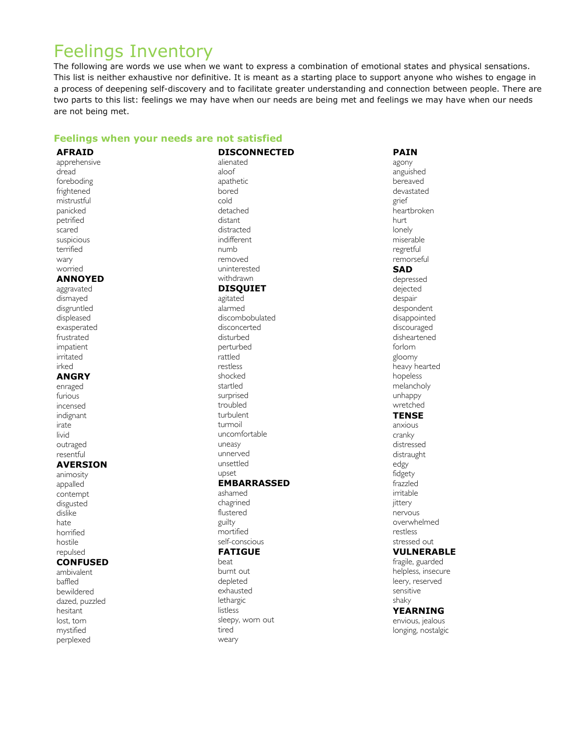# Feelings Inventory

The following are words we use when we want to express a combination of emotional states and physical sensations. This list is neither exhaustive nor definitive. It is meant as a starting place to support anyone who wishes to engage in a process of deepening self-discovery and to facilitate greater understanding and connection between people. There are two parts to this list: feelings we may have when our needs are being met and feelings we may have when our needs are not being met.

## Feelings when your needs are not satisfied

**AFRAID**
apprehensive
dread
foreboding
frightened
mistrustful
panicked
petrified
scared
suspicious
terrified
wary
worried

**ANNOYED**
aggravated
dismayed
disgruntled
displeased
exasperated
frustrated
impatient
irritated
irked

**ANGRY**
enraged
furious
incensed
indignant
irate
livid
outraged
resentful

**AVERSION**
animosity
appalled
contempt
disgusted
dislike
hate
horrified
hostile
repulsed

**CONFUSED**
ambivalent
baffled
bewildered
dazed, puzzled
hesitant
lost, torn
mystified
perplexed

**DISCONNECTED**
alienated
aloof
apathetic
bored
cold
detached
distant
distracted
indifferent
numb
removed
uninterested
withdrawn

**DISQUIET**
agitated
alarmed
discombobulated
disconcerted
disturbed
perturbed
rattled
restless
shocked
startled
surprised
troubled
turbulent
turmoil
uncomfortable
uneasy
unnerved
unsettled
upset

**EMBARRASSED**
ashamed
chagrined
flustered
guilty
mortified
self-conscious

**FATIGUE**
beat
burnt out
depleted
exhausted
lethargic
listless
sleepy, worn out
tired
weary

**PAIN**
agony
anguished
bereaved
devastated
grief
heartbroken
hurt
lonely
miserable
regretful
remorseful

**SAD**
depressed
dejected
despair
despondent
disappointed
discouraged
disheartened
forlorn
gloomy
heavy hearted
hopeless
melancholy
unhappy
wretched

**TENSE**
anxious
cranky
distressed
distraught
edgy
fidgety
frazzled
irritable
jittery
nervous
overwhelmed
restless
stressed out

**VULNERABLE**
fragile, guarded
helpless, insecure
leery, reserved
sensitive
shaky

**YEARNING**
envious, jealous
longing, nostalgic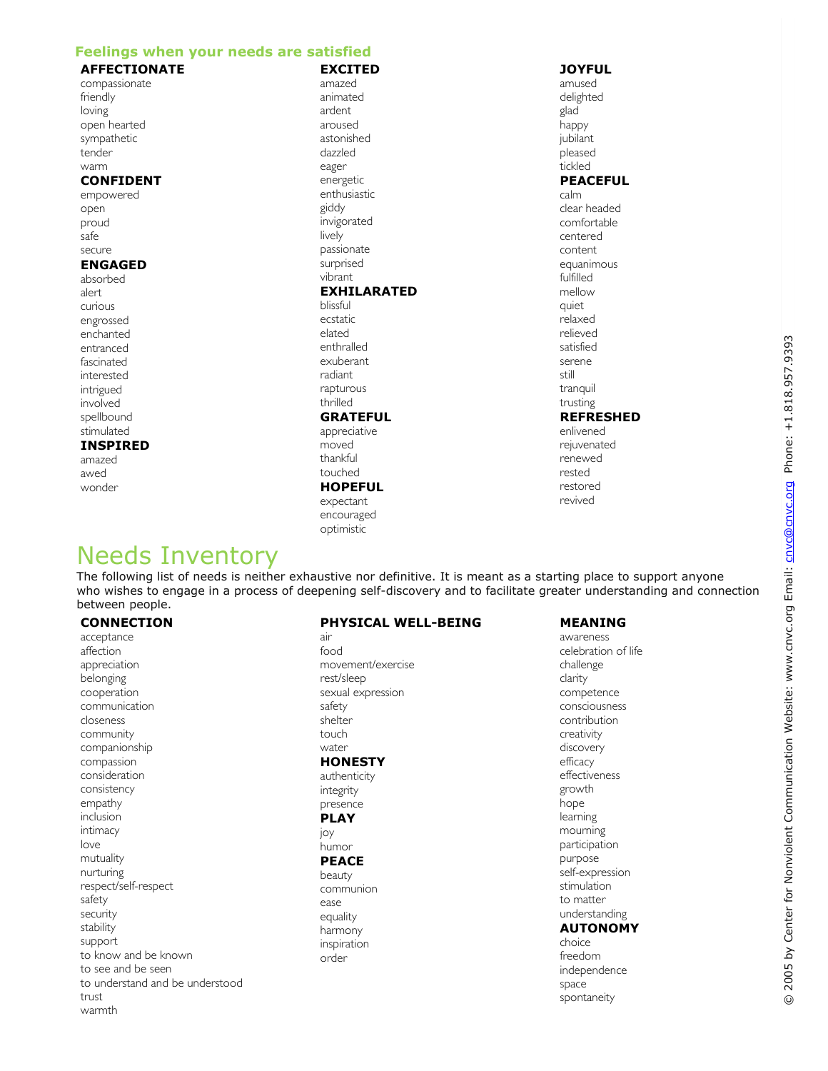## Feelings when your needs are satisfied

**AFFECTIONATE**
compassionate
friendly
loving
open hearted
sympathetic
tender
warm

**CONFIDENT**
empowered
open
proud
safe
secure

**ENGAGED**
absorbed
alert
curious
engrossed
enchanted
entranced
fascinated
interested
intrigued
involved
spellbound
stimulated

**INSPIRED**
amazed
awed
wonder

**EXCITED**
amazed
animated
ardent
aroused
astonished
dazzled
eager
energetic
enthusiastic
giddy
invigorated
lively
passionate
surprised
vibrant

**EXHILARATED**
blissful
ecstatic
elated
enthralled
exuberant
radiant
rapturous
thrilled

**GRATEFUL**
appreciative
moved
thankful
touched

**HOPEFUL**
expectant
encouraged
optimistic

**JOYFUL**
amused
delighted
glad
happy
jubilant
pleased
tickled

**PEACEFUL**
calm
clear headed
comfortable
centered
content
equanimous
fulfilled
mellow
quiet
relaxed
relieved
satisfied
serene
still
tranquil
trusting

**REFRESHED**
enlivened
rejuvenated
renewed
rested
restored
revived

# Needs Inventory

The following list of needs is neither exhaustive nor definitive. It is meant as a starting place to support anyone who wishes to engage in a process of deepening self-discovery and to facilitate greater understanding and connection between people.

**CONNECTION**
acceptance
affection
appreciation
belonging
cooperation
communication
closeness
community
companionship
compassion
consideration
consistency
empathy
inclusion
intimacy
love
mutuality
nurturing
respect/self-respect
safety
security
stability
support
to know and be known
to see and be seen
to understand and be understood
trust
warmth

**PHYSICAL WELL-BEING**
air
food
movement/exercise
rest/sleep
sexual expression
safety
shelter
touch
water

**HONESTY**
authenticity
integrity
presence

**PLAY**
joy
humor

**PEACE**
beauty
communion
ease
equality
harmony
inspiration
order

**MEANING**
awareness
celebration of life
challenge
clarity
competence
consciousness
contribution
creativity
discovery
efficacy
effectiveness
growth
hope
learning
mourning
participation
purpose
self-expression
stimulation
to matter
understanding

**AUTONOMY**
choice
freedom
independence
space
spontaneity

© 2005 by Center for Nonviolent Communication Website: www.cnvc.org Email: cnvc@cnvc.org Phone: +1.818.957.9393